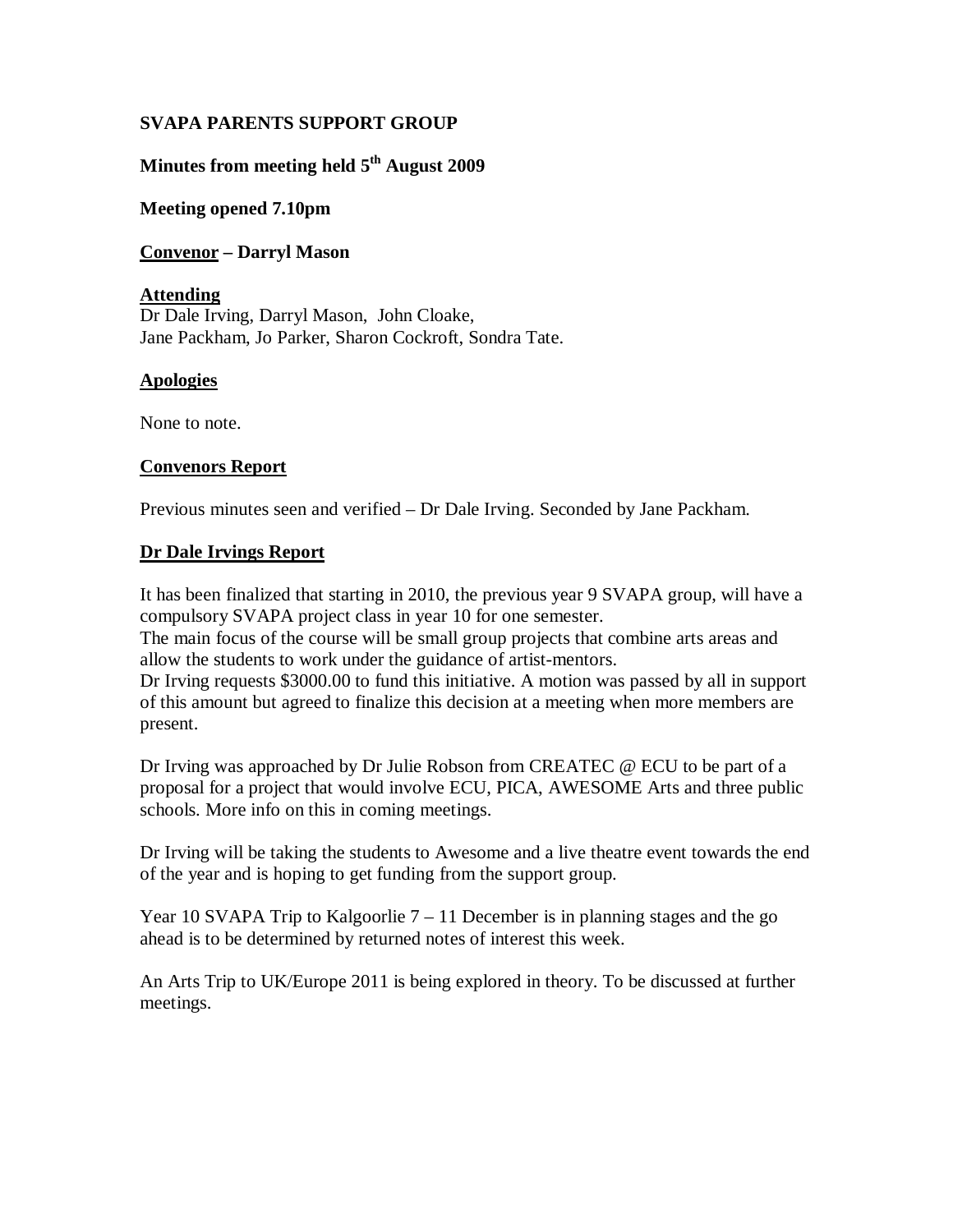**SVAPA PARENTS SUPPORT GROUP**

**Minutes from meeting held 5th August 2009**

**Meeting opened 7.10pm**

**Convenor – Darryl Mason**

**Attending**

Dr Dale Irving, Darryl Mason, John Cloake,
Jane Packham, Jo Parker, Sharon Cockroft, Sondra Tate.

**Apologies**

None to note.

**Convenors Report**

Previous minutes seen and verified – Dr Dale Irving. Seconded by Jane Packham.

**Dr Dale Irvings Report**

It has been finalized that starting in 2010, the previous year 9 SVAPA group, will have a compulsory SVAPA project class in year 10 for one semester.
The main focus of the course will be small group projects that combine arts areas and allow the students to work under the guidance of artist-mentors.
Dr Irving requests $3000.00 to fund this initiative. A motion was passed by all in support of this amount but agreed to finalize this decision at a meeting when more members are present.

Dr Irving was approached by Dr Julie Robson from CREATEC @ ECU to be part of a proposal for a project that would involve ECU, PICA, AWESOME Arts and three public schools. More info on this in coming meetings.

Dr Irving will be taking the students to Awesome and a live theatre event towards the end of the year and is hoping to get funding from the support group.

Year 10 SVAPA Trip to Kalgoorlie 7 – 11 December is in planning stages and the go ahead is to be determined by returned notes of interest this week.

An Arts Trip to UK/Europe 2011 is being explored in theory. To be discussed at further meetings.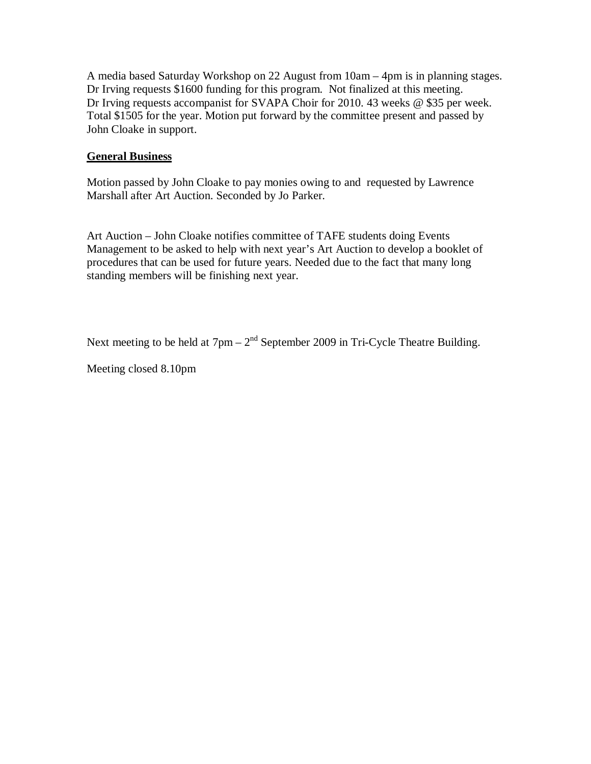A media based Saturday Workshop on 22 August from 10am – 4pm is in planning stages. Dr Irving requests $1600 funding for this program. Not finalized at this meeting.
Dr Irving requests accompanist for SVAPA Choir for 2010. 43 weeks @ $35 per week. Total $1505 for the year. Motion put forward by the committee present and passed by John Cloake in support.

**General Business**

Motion passed by John Cloake to pay monies owing to and requested by Lawrence Marshall after Art Auction. Seconded by Jo Parker.

Art Auction – John Cloake notifies committee of TAFE students doing Events Management to be asked to help with next year's Art Auction to develop a booklet of procedures that can be used for future years. Needed due to the fact that many long standing members will be finishing next year.

Next meeting to be held at 7pm – 2nd September 2009 in Tri-Cycle Theatre Building.

Meeting closed 8.10pm